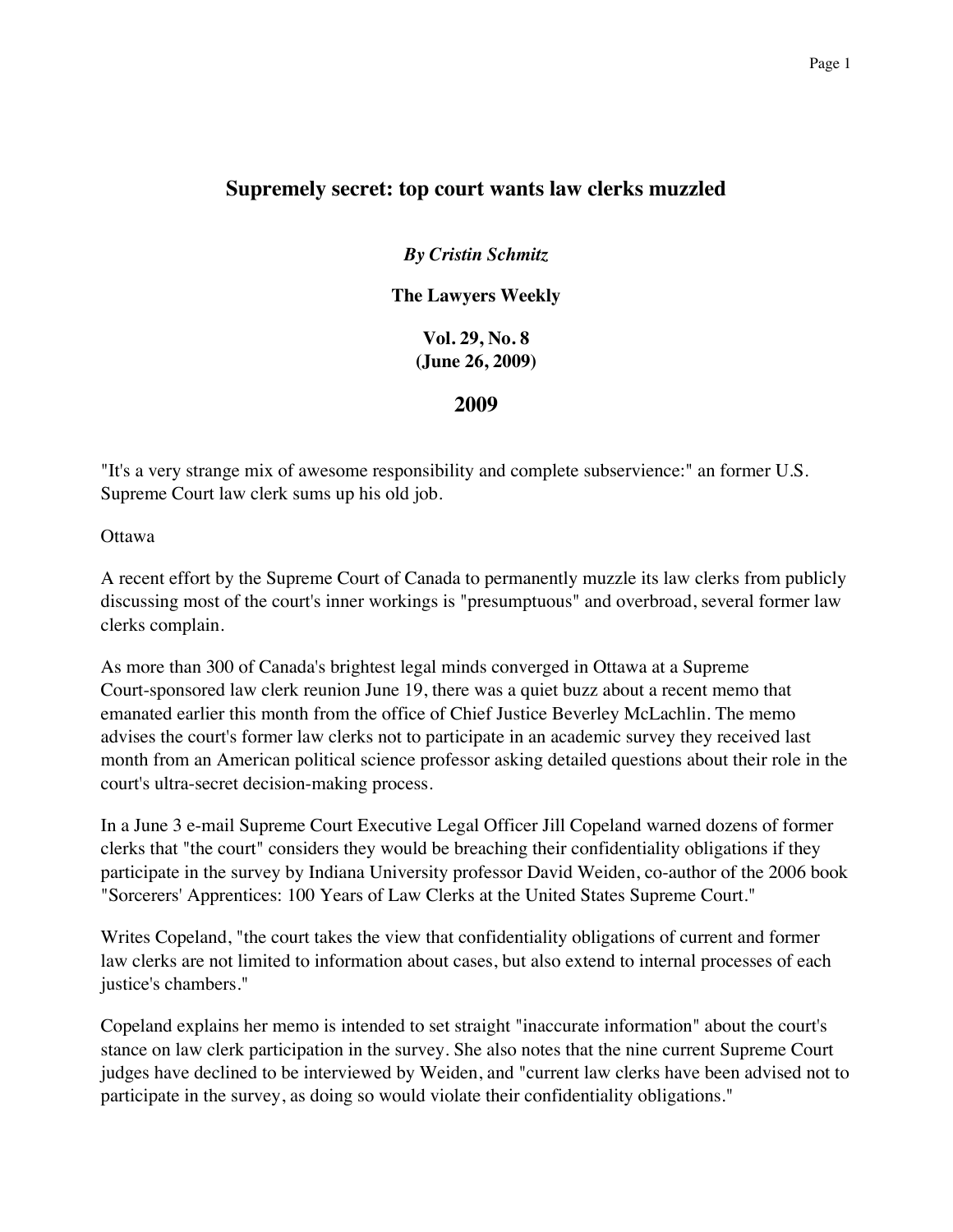# Supremely secret: top court wants law clerks muzzled

***By Cristin Schmitz***

**The Lawyers Weekly**

**Vol. 29, No. 8**
**(June 26, 2009)**

## 2009

"It's a very strange mix of awesome responsibility and complete subservience:" an former U.S. Supreme Court law clerk sums up his old job.

Ottawa

A recent effort by the Supreme Court of Canada to permanently muzzle its law clerks from publicly discussing most of the court's inner workings is "presumptuous" and overbroad, several former law clerks complain.

As more than 300 of Canada's brightest legal minds converged in Ottawa at a Supreme Court-sponsored law clerk reunion June 19, there was a quiet buzz about a recent memo that emanated earlier this month from the office of Chief Justice Beverley McLachlin. The memo advises the court's former law clerks not to participate in an academic survey they received last month from an American political science professor asking detailed questions about their role in the court's ultra-secret decision-making process.

In a June 3 e-mail Supreme Court Executive Legal Officer Jill Copeland warned dozens of former clerks that "the court" considers they would be breaching their confidentiality obligations if they participate in the survey by Indiana University professor David Weiden, co-author of the 2006 book "Sorcerers' Apprentices: 100 Years of Law Clerks at the United States Supreme Court."

Writes Copeland, "the court takes the view that confidentiality obligations of current and former law clerks are not limited to information about cases, but also extend to internal processes of each justice's chambers."

Copeland explains her memo is intended to set straight "inaccurate information" about the court's stance on law clerk participation in the survey. She also notes that the nine current Supreme Court judges have declined to be interviewed by Weiden, and "current law clerks have been advised not to participate in the survey, as doing so would violate their confidentiality obligations."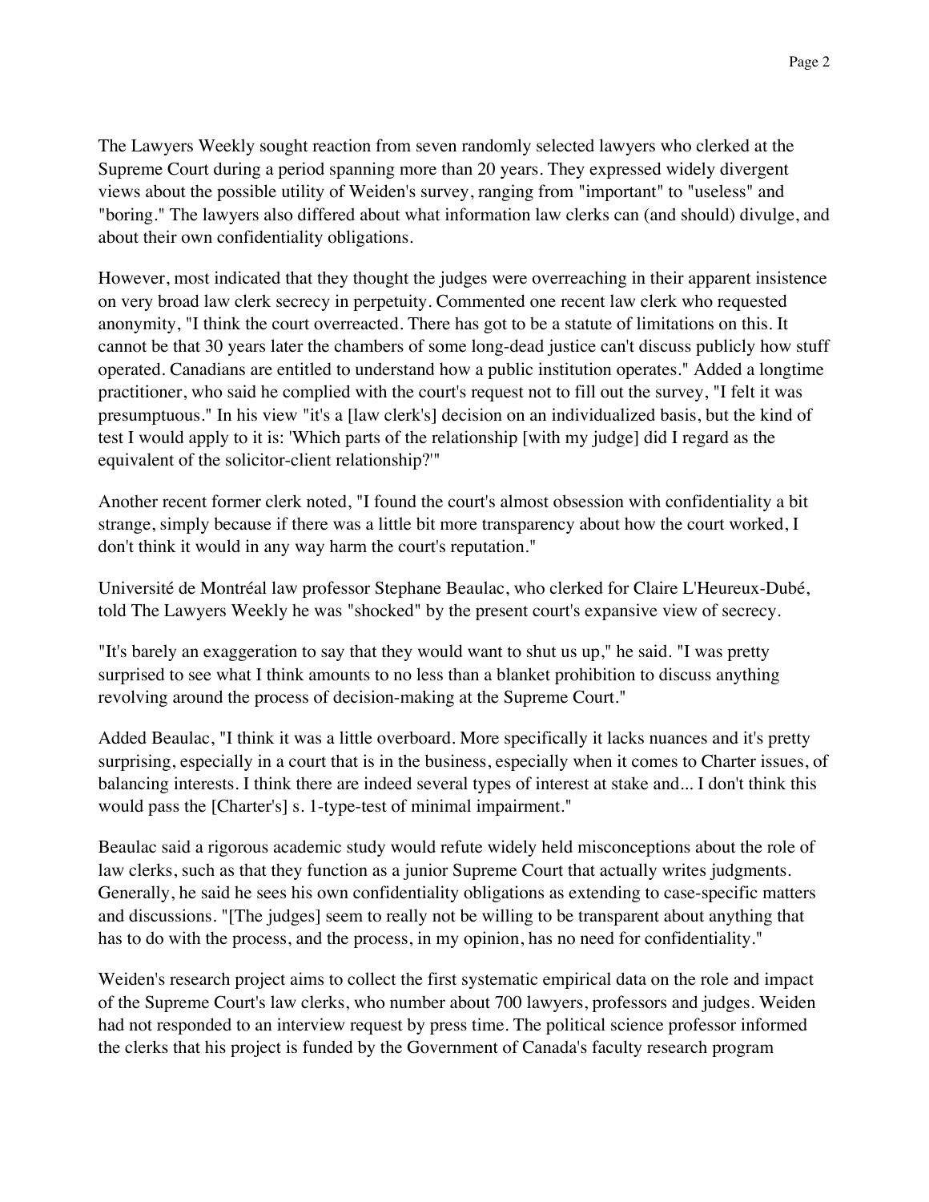The Lawyers Weekly sought reaction from seven randomly selected lawyers who clerked at the Supreme Court during a period spanning more than 20 years. They expressed widely divergent views about the possible utility of Weiden's survey, ranging from "important" to "useless" and "boring." The lawyers also differed about what information law clerks can (and should) divulge, and about their own confidentiality obligations.

However, most indicated that they thought the judges were overreaching in their apparent insistence on very broad law clerk secrecy in perpetuity. Commented one recent law clerk who requested anonymity, "I think the court overreacted. There has got to be a statute of limitations on this. It cannot be that 30 years later the chambers of some long-dead justice can't discuss publicly how stuff operated. Canadians are entitled to understand how a public institution operates." Added a longtime practitioner, who said he complied with the court's request not to fill out the survey, "I felt it was presumptuous." In his view "it's a [law clerk's] decision on an individualized basis, but the kind of test I would apply to it is: 'Which parts of the relationship [with my judge] did I regard as the equivalent of the solicitor-client relationship?'"

Another recent former clerk noted, "I found the court's almost obsession with confidentiality a bit strange, simply because if there was a little bit more transparency about how the court worked, I don't think it would in any way harm the court's reputation."

Université de Montréal law professor Stephane Beaulac, who clerked for Claire L'Heureux-Dubé, told The Lawyers Weekly he was "shocked" by the present court's expansive view of secrecy.

"It's barely an exaggeration to say that they would want to shut us up," he said. "I was pretty surprised to see what I think amounts to no less than a blanket prohibition to discuss anything revolving around the process of decision-making at the Supreme Court."

Added Beaulac, "I think it was a little overboard. More specifically it lacks nuances and it's pretty surprising, especially in a court that is in the business, especially when it comes to Charter issues, of balancing interests. I think there are indeed several types of interest at stake and... I don't think this would pass the [Charter's] s. 1-type-test of minimal impairment."

Beaulac said a rigorous academic study would refute widely held misconceptions about the role of law clerks, such as that they function as a junior Supreme Court that actually writes judgments. Generally, he said he sees his own confidentiality obligations as extending to case-specific matters and discussions. "[The judges] seem to really not be willing to be transparent about anything that has to do with the process, and the process, in my opinion, has no need for confidentiality."

Weiden's research project aims to collect the first systematic empirical data on the role and impact of the Supreme Court's law clerks, who number about 700 lawyers, professors and judges. Weiden had not responded to an interview request by press time. The political science professor informed the clerks that his project is funded by the Government of Canada's faculty research program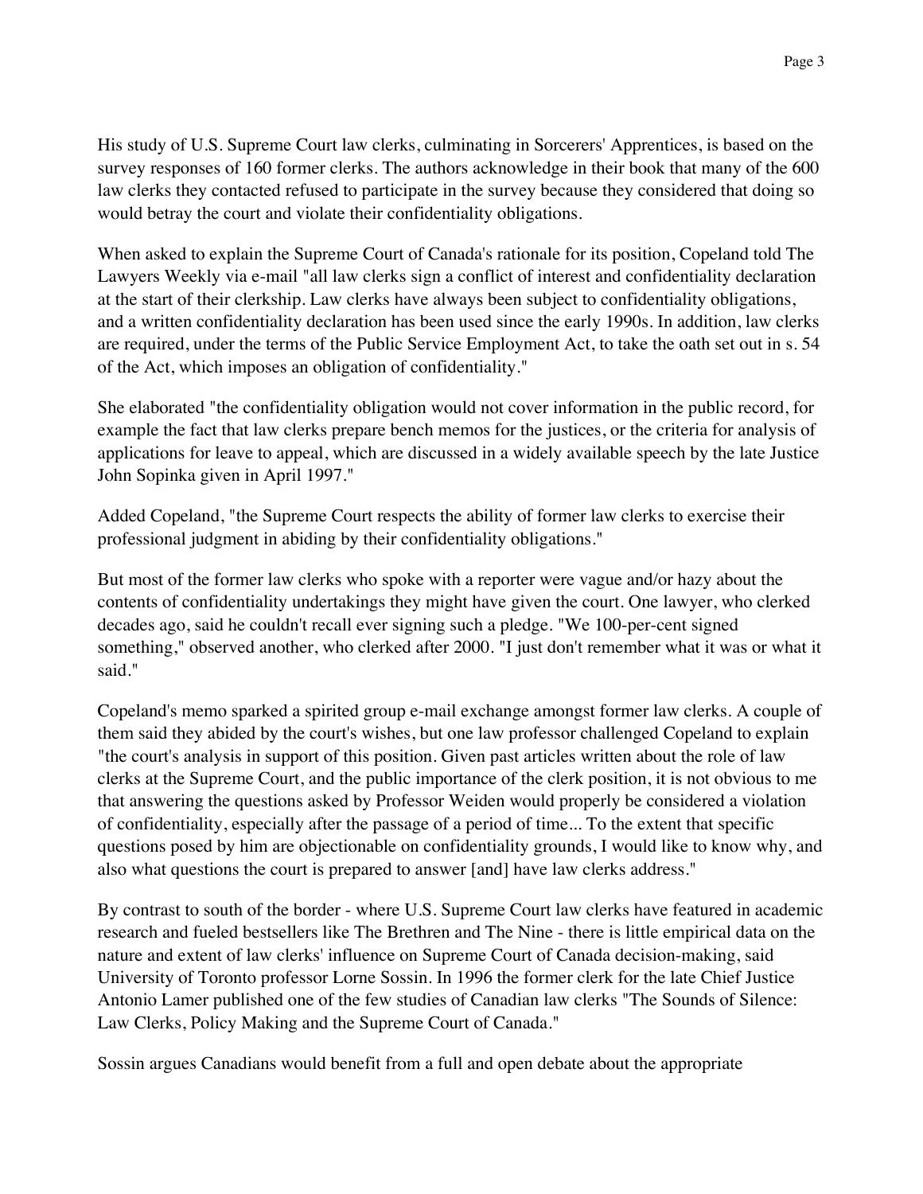His study of U.S. Supreme Court law clerks, culminating in Sorcerers' Apprentices, is based on the survey responses of 160 former clerks. The authors acknowledge in their book that many of the 600 law clerks they contacted refused to participate in the survey because they considered that doing so would betray the court and violate their confidentiality obligations.

When asked to explain the Supreme Court of Canada's rationale for its position, Copeland told The Lawyers Weekly via e-mail "all law clerks sign a conflict of interest and confidentiality declaration at the start of their clerkship. Law clerks have always been subject to confidentiality obligations, and a written confidentiality declaration has been used since the early 1990s. In addition, law clerks are required, under the terms of the Public Service Employment Act, to take the oath set out in s. 54 of the Act, which imposes an obligation of confidentiality."

She elaborated "the confidentiality obligation would not cover information in the public record, for example the fact that law clerks prepare bench memos for the justices, or the criteria for analysis of applications for leave to appeal, which are discussed in a widely available speech by the late Justice John Sopinka given in April 1997."

Added Copeland, "the Supreme Court respects the ability of former law clerks to exercise their professional judgment in abiding by their confidentiality obligations."

But most of the former law clerks who spoke with a reporter were vague and/or hazy about the contents of confidentiality undertakings they might have given the court. One lawyer, who clerked decades ago, said he couldn't recall ever signing such a pledge. "We 100-per-cent signed something," observed another, who clerked after 2000. "I just don't remember what it was or what it said."

Copeland's memo sparked a spirited group e-mail exchange amongst former law clerks. A couple of them said they abided by the court's wishes, but one law professor challenged Copeland to explain "the court's analysis in support of this position. Given past articles written about the role of law clerks at the Supreme Court, and the public importance of the clerk position, it is not obvious to me that answering the questions asked by Professor Weiden would properly be considered a violation of confidentiality, especially after the passage of a period of time... To the extent that specific questions posed by him are objectionable on confidentiality grounds, I would like to know why, and also what questions the court is prepared to answer [and] have law clerks address."

By contrast to south of the border - where U.S. Supreme Court law clerks have featured in academic research and fueled bestsellers like The Brethren and The Nine - there is little empirical data on the nature and extent of law clerks' influence on Supreme Court of Canada decision-making, said University of Toronto professor Lorne Sossin. In 1996 the former clerk for the late Chief Justice Antonio Lamer published one of the few studies of Canadian law clerks "The Sounds of Silence: Law Clerks, Policy Making and the Supreme Court of Canada."

Sossin argues Canadians would benefit from a full and open debate about the appropriate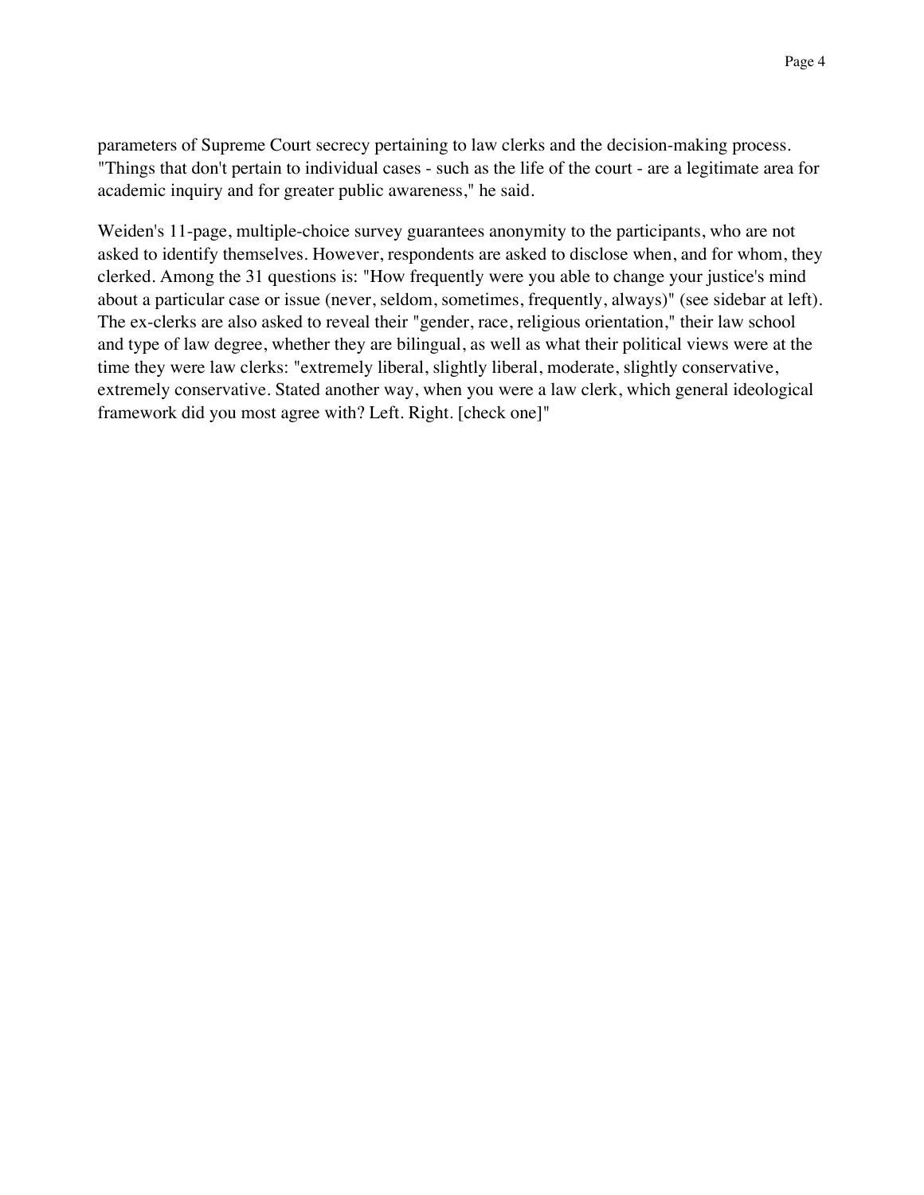parameters of Supreme Court secrecy pertaining to law clerks and the decision-making process. "Things that don't pertain to individual cases - such as the life of the court - are a legitimate area for academic inquiry and for greater public awareness," he said.

Weiden's 11-page, multiple-choice survey guarantees anonymity to the participants, who are not asked to identify themselves. However, respondents are asked to disclose when, and for whom, they clerked. Among the 31 questions is: "How frequently were you able to change your justice's mind about a particular case or issue (never, seldom, sometimes, frequently, always)" (see sidebar at left). The ex-clerks are also asked to reveal their "gender, race, religious orientation," their law school and type of law degree, whether they are bilingual, as well as what their political views were at the time they were law clerks: "extremely liberal, slightly liberal, moderate, slightly conservative, extremely conservative. Stated another way, when you were a law clerk, which general ideological framework did you most agree with? Left. Right. [check one]"